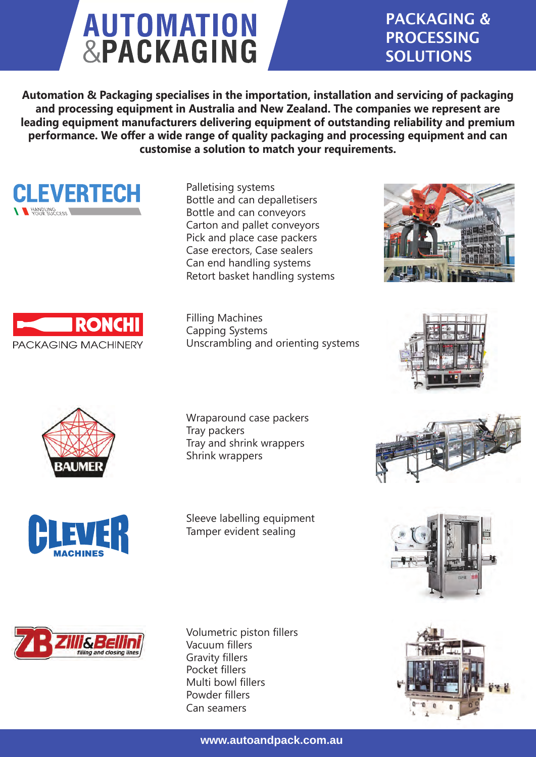# AUTOMATION &PACKAGING

## PACKAGING & PROCESSING SOLUTIONS

**Automation & Packaging specialises in the importation, installation and servicing of packaging and processing equipment in Australia and New Zealand. The companies we represent are leading equipment manufacturers delivering equipment of outstanding reliability and premium performance. We offer a wide range of quality packaging and processing equipment and can customise a solution to match your requirements.**

### CLEVERTECH

HANDLING YOUR SUCCESS

- Palletising systems
- Bottle and can depalletisers
- Bottle and can conveyors
- Carton and pallet conveyors
- Pick and place case packers
- Case erectors, Case sealers
- Can end handling systems
- Retort basket handling systems

### RONCHI PACKAGING MACHINERY

- Filling Machines
- Capping Systems
- Unscrambling and orienting systems

### BAUMER

- Wraparound case packers
- Tray packers
- Tray and shrink wrappers
- Shrink wrappers

### CLEVER MACHINES

- Sleeve labelling equipment
- Tamper evident sealing

### ZB Zilli&Bellini filling and closing lines

- Volumetric piston fillers
- Vacuum fillers
- Gravity fillers
- Pocket fillers
- Multi bowl fillers
- Powder fillers
- Can seamers

www.autoandpack.com.au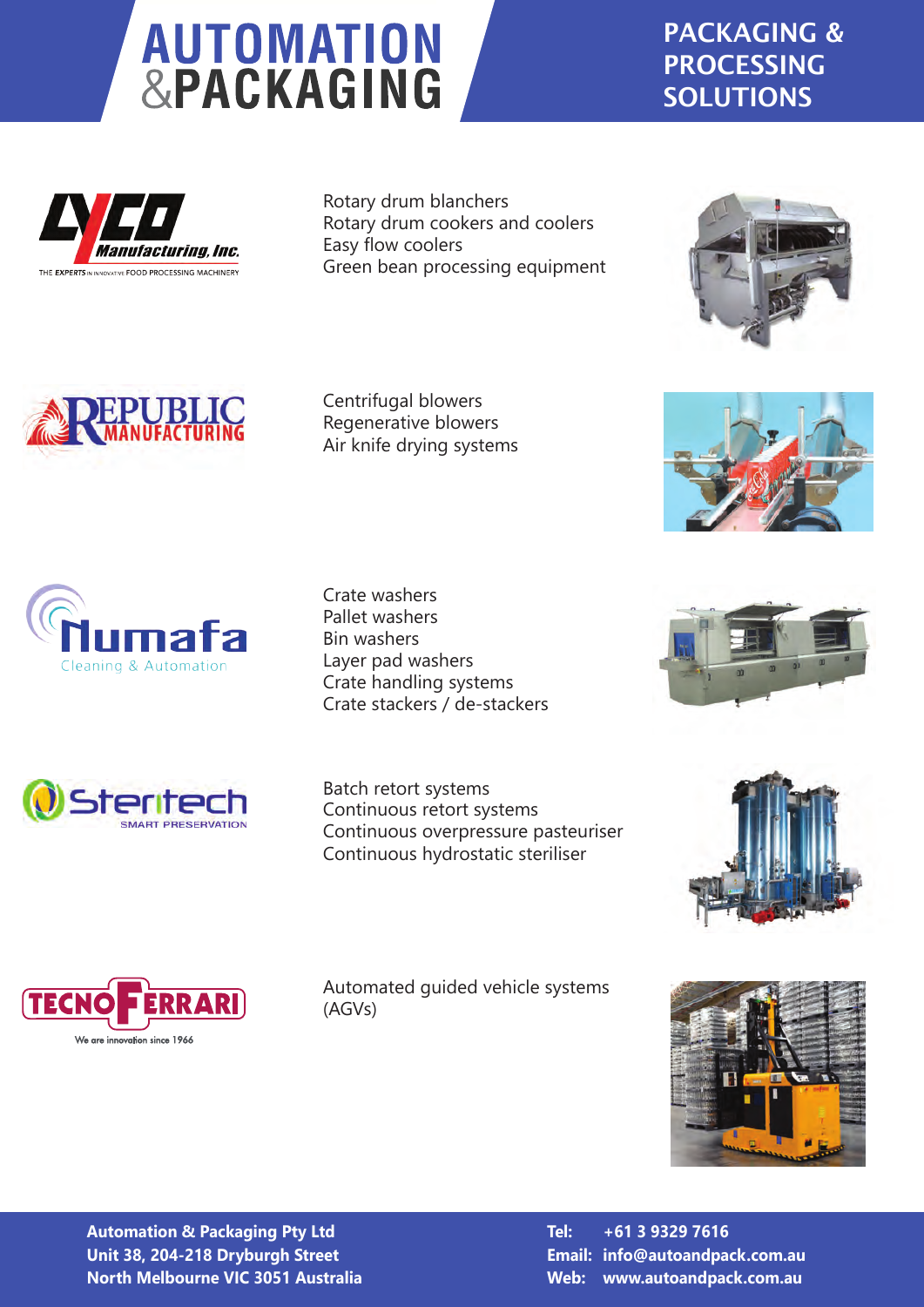# AUTOMATION &PACKAGING

## PACKAGING & PROCESSING SOLUTIONS

LYCO Manufacturing, Inc. — THE EXPERTS IN INNOVATIVE FOOD PROCESSING MACHINERY

- Rotary drum blanchers
- Rotary drum cookers and coolers
- Easy flow coolers
- Green bean processing equipment

REPUBLIC MANUFACTURING

- Centrifugal blowers
- Regenerative blowers
- Air knife drying systems

Numafa — Cleaning & Automation

- Crate washers
- Pallet washers
- Bin washers
- Layer pad washers
- Crate handling systems
- Crate stackers / de-stackers

Steritech — SMART PRESERVATION

- Batch retort systems
- Continuous retort systems
- Continuous overpressure pasteuriser
- Continuous hydrostatic steriliser

TECNOFERRARI — We are innovation since 1966

- Automated guided vehicle systems (AGVs)

**Automation & Packaging Pty Ltd**
**Unit 38, 204-218 Dryburgh Street**
**North Melbourne VIC 3051 Australia**

**Tel:** +61 3 9329 7616
**Email:** info@autoandpack.com.au
**Web:** www.autoandpack.com.au